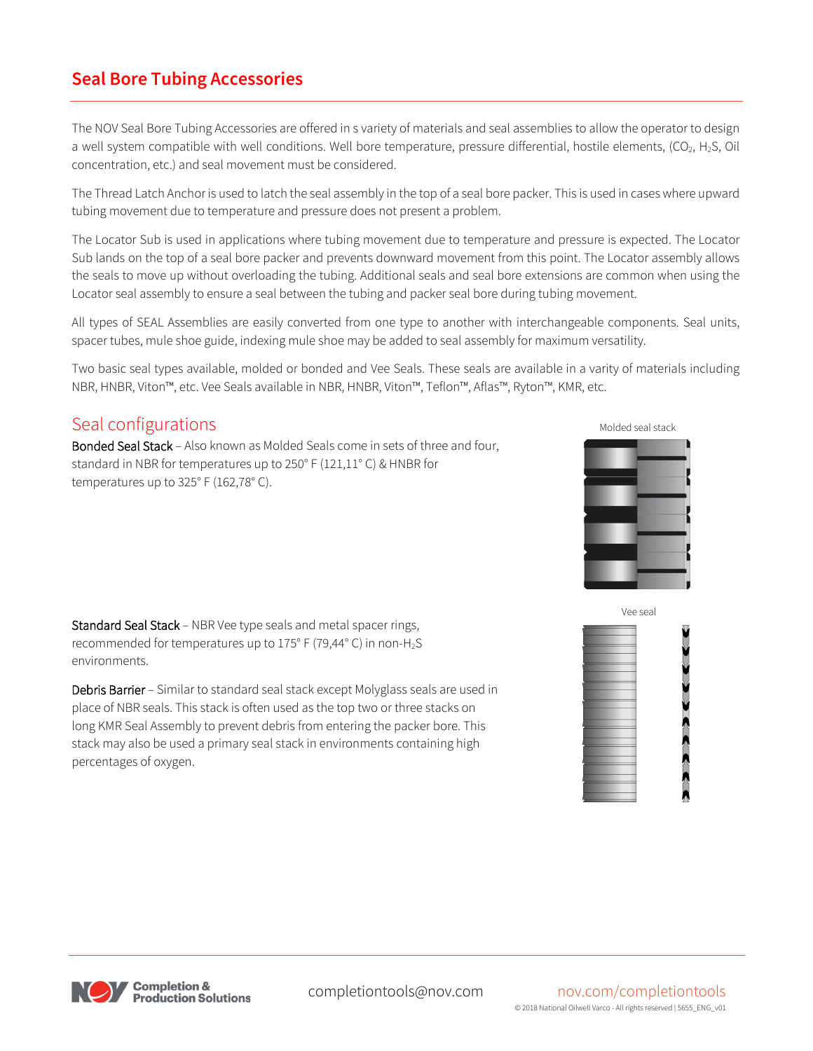# Seal Bore Tubing Accessories

The NOV Seal Bore Tubing Accessories are offered in s variety of materials and seal assemblies to allow the operator to design a well system compatible with well conditions. Well bore temperature, pressure differential, hostile elements, ($CO_2$, $H_2S$, Oil concentration, etc.) and seal movement must be considered.

The Thread Latch Anchor is used to latch the seal assembly in the top of a seal bore packer. This is used in cases where upward tubing movement due to temperature and pressure does not present a problem.

The Locator Sub is used in applications where tubing movement due to temperature and pressure is expected. The Locator Sub lands on the top of a seal bore packer and prevents downward movement from this point. The Locator assembly allows the seals to move up without overloading the tubing. Additional seals and seal bore extensions are common when using the Locator seal assembly to ensure a seal between the tubing and packer seal bore during tubing movement.

All types of SEAL Assemblies are easily converted from one type to another with interchangeable components. Seal units, spacer tubes, mule shoe guide, indexing mule shoe may be added to seal assembly for maximum versatility.

Two basic seal types available, molded or bonded and Vee Seals. These seals are available in a varity of materials including NBR, HNBR, Viton™, etc. Vee Seals available in NBR, HNBR, Viton™, Teflon™, Aflas™, Ryton™, KMR, etc.

## Seal configurations

Bonded Seal Stack – Also known as Molded Seals come in sets of three and four, standard in NBR for temperatures up to 250° F (121,11° C) & HNBR for temperatures up to 325° F (162,78° C).

Molded seal stack

Standard Seal Stack – NBR Vee type seals and metal spacer rings, recommended for temperatures up to 175° F (79,44° C) in non-$H_2S$ environments.

Debris Barrier – Similar to standard seal stack except Molyglass seals are used in place of NBR seals. This stack is often used as the top two or three stacks on long KMR Seal Assembly to prevent debris from entering the packer bore. This stack may also be used a primary seal stack in environments containing high percentages of oxygen.

Vee seal

completiontools@nov.com

nov.com/completiontools

© 2018 National Oilwell Varco - All rights reserved | 5655_ENG_v01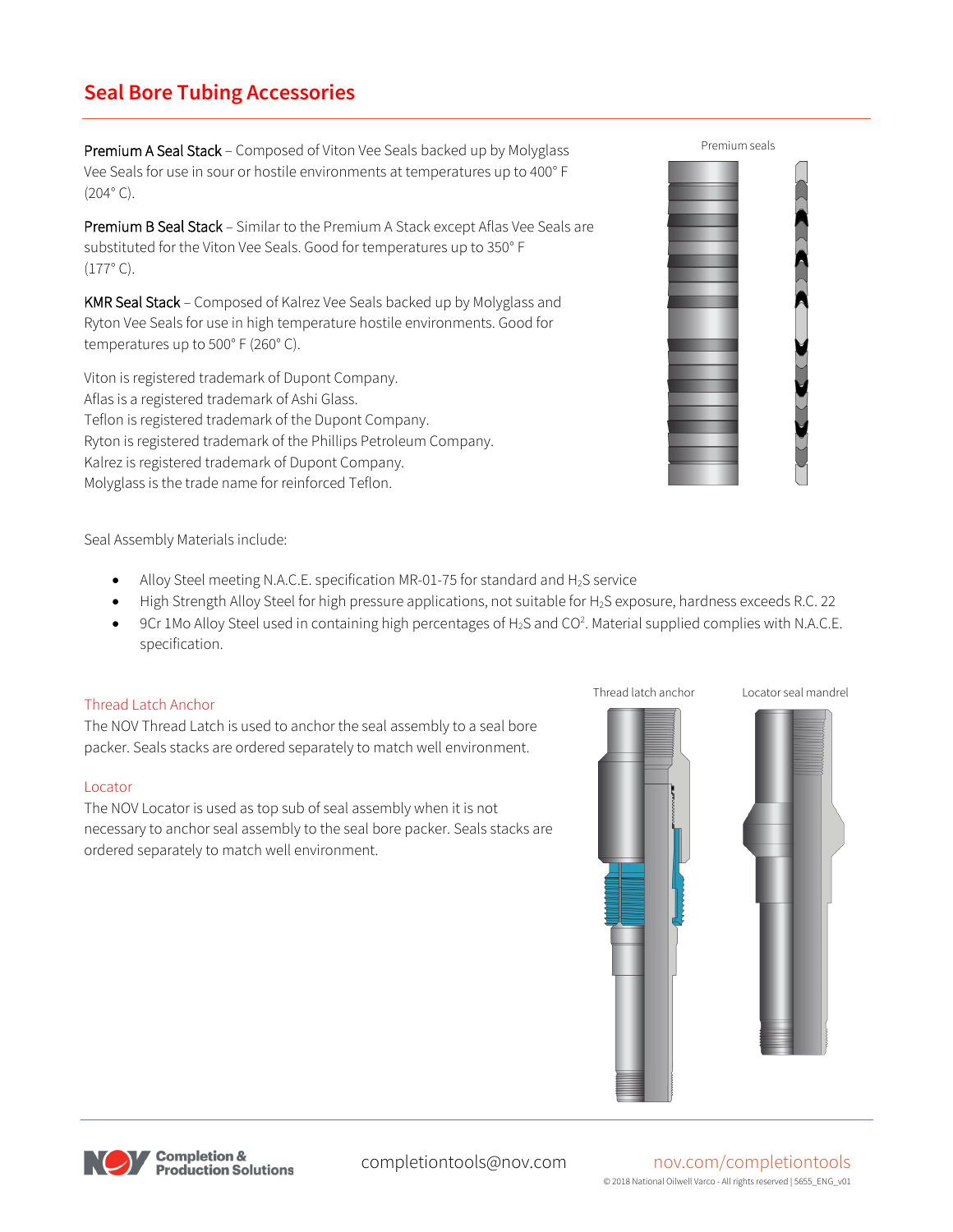## Seal Bore Tubing Accessories

**Premium A Seal Stack** – Composed of Viton Vee Seals backed up by Molyglass Vee Seals for use in sour or hostile environments at temperatures up to 400° F (204° C).

**Premium B Seal Stack** – Similar to the Premium A Stack except Aflas Vee Seals are substituted for the Viton Vee Seals. Good for temperatures up to 350° F (177° C).

**KMR Seal Stack** – Composed of Kalrez Vee Seals backed up by Molyglass and Ryton Vee Seals for use in high temperature hostile environments. Good for temperatures up to 500° F (260° C).

Viton is registered trademark of Dupont Company.
Aflas is a registered trademark of Ashi Glass.
Teflon is registered trademark of the Dupont Company.
Ryton is registered trademark of the Phillips Petroleum Company.
Kalrez is registered trademark of Dupont Company.
Molyglass is the trade name for reinforced Teflon.

Premium seals

Seal Assembly Materials include:

- Alloy Steel meeting N.A.C.E. specification MR-01-75 for standard and $H_2S$ service
- High Strength Alloy Steel for high pressure applications, not suitable for $H_2S$ exposure, hardness exceeds R.C. 22
- 9Cr 1Mo Alloy Steel used in containing high percentages of $H_2S$ and $CO^2$. Material supplied complies with N.A.C.E. specification.

### Thread Latch Anchor

The NOV Thread Latch is used to anchor the seal assembly to a seal bore packer. Seals stacks are ordered separately to match well environment.

### Locator

The NOV Locator is used as top sub of seal assembly when it is not necessary to anchor seal assembly to the seal bore packer. Seals stacks are ordered separately to match well environment.

Thread latch anchor

Locator seal mandrel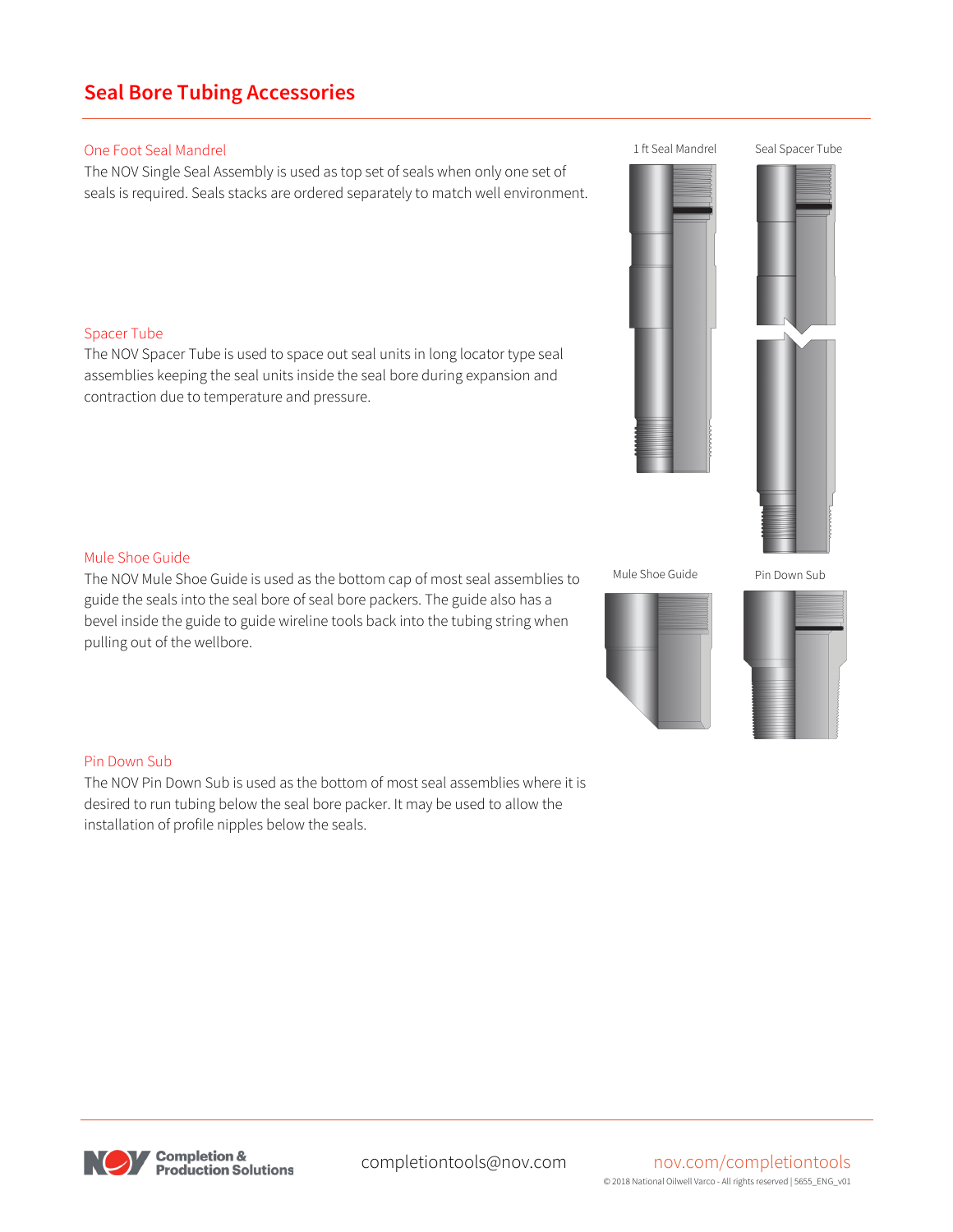## Seal Bore Tubing Accessories

### One Foot Seal Mandrel

The NOV Single Seal Assembly is used as top set of seals when only one set of seals is required. Seals stacks are ordered separately to match well environment.

1 ft Seal Mandrel

Seal Spacer Tube

### Spacer Tube

The NOV Spacer Tube is used to space out seal units in long locator type seal assemblies keeping the seal units inside the seal bore during expansion and contraction due to temperature and pressure.

### Mule Shoe Guide

The NOV Mule Shoe Guide is used as the bottom cap of most seal assemblies to guide the seals into the seal bore of seal bore packers. The guide also has a bevel inside the guide to guide wireline tools back into the tubing string when pulling out of the wellbore.

Mule Shoe Guide

Pin Down Sub

### Pin Down Sub

The NOV Pin Down Sub is used as the bottom of most seal assemblies where it is desired to run tubing below the seal bore packer. It may be used to allow the installation of profile nipples below the seals.

NOV Completion & Production Solutions

completiontools@nov.com

nov.com/completiontools

© 2018 National Oilwell Varco - All rights reserved | 5655_ENG_v01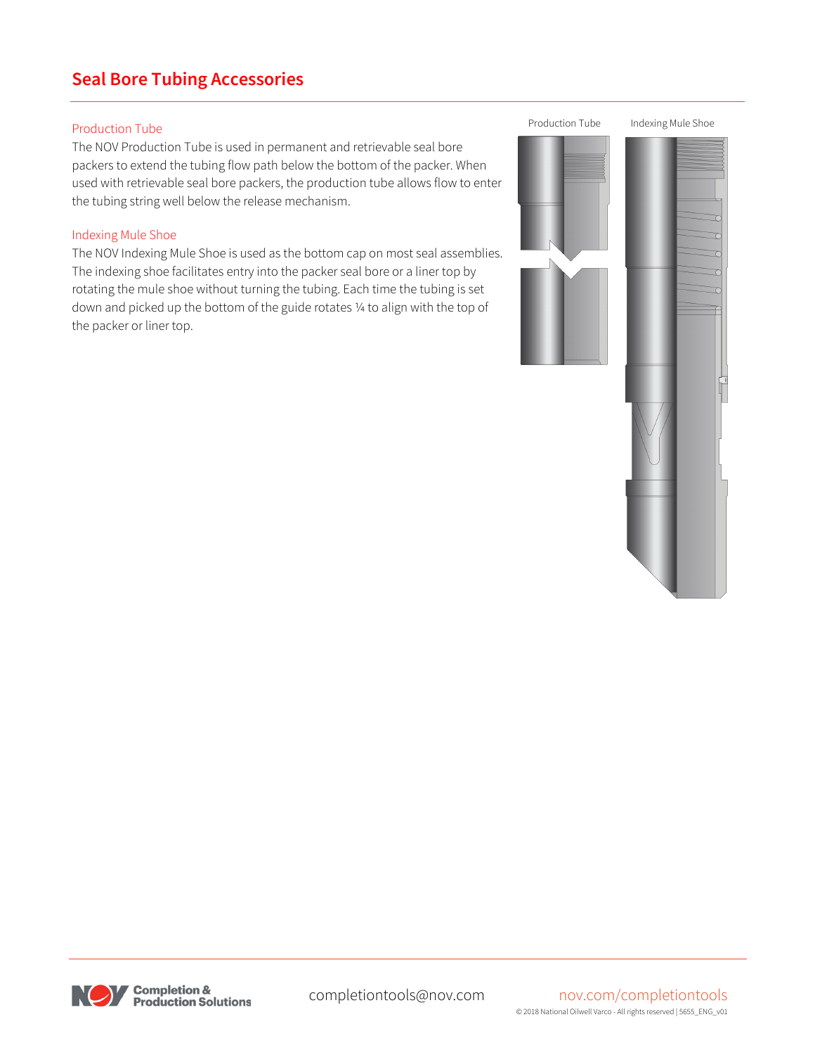## Seal Bore Tubing Accessories

### Production Tube

The NOV Production Tube is used in permanent and retrievable seal bore packers to extend the tubing flow path below the bottom of the packer. When used with retrievable seal bore packers, the production tube allows flow to enter the tubing string well below the release mechanism.

### Indexing Mule Shoe

The NOV Indexing Mule Shoe is used as the bottom cap on most seal assemblies. The indexing shoe facilitates entry into the packer seal bore or a liner top by rotating the mule shoe without turning the tubing. Each time the tubing is set down and picked up the bottom of the guide rotates ¼ to align with the top of the packer or liner top.

Production Tube

Indexing Mule Shoe

completiontools@nov.com

nov.com/completiontools

© 2018 National Oilwell Varco - All rights reserved | 5655_ENG_v01